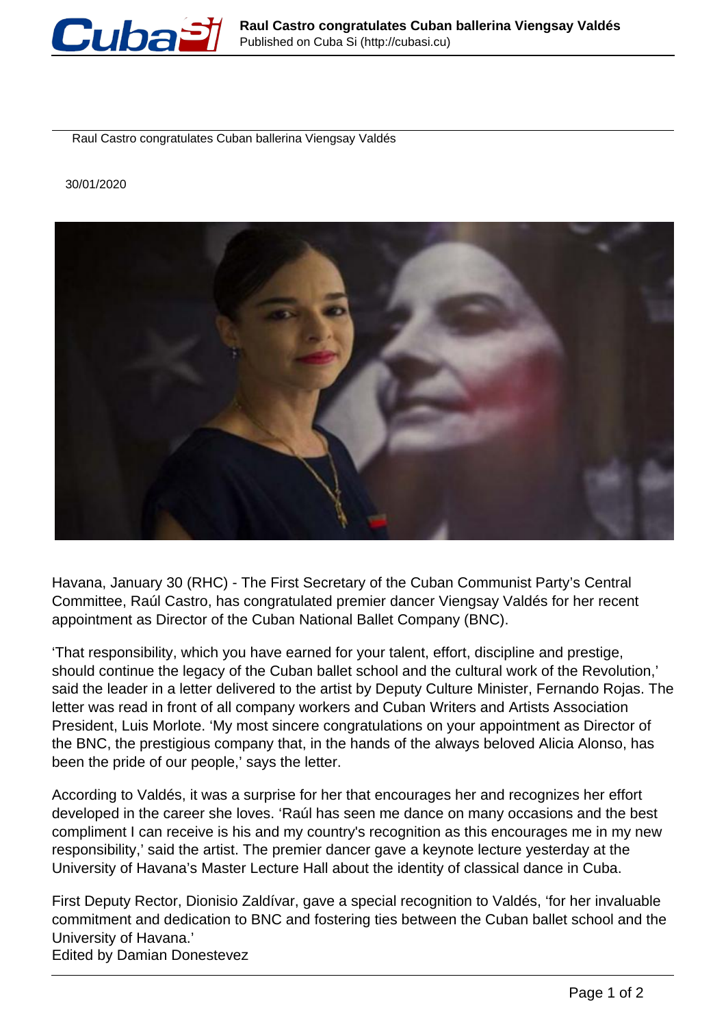Raul Castro congratulates Cuban ballerina Viengsay Valdés

30/01/2020

Havana, January 30 (RHC) - The First Secretary of the Cuban Communist Party's Central Committee, Raúl Castro, has congratulated premier dancer Viengsay Valdés for her recent appointment as Director of the Cuban National Ballet Company (BNC).

'That responsibility, which you have earned for your talent, effort, discipline and prestige, should continue the legacy of the Cuban ballet school and the cultural work of the Revolution,' said the leader in a letter delivered to the artist by Deputy Culture Minister, Fernando Rojas. The letter was read in front of all company workers and Cuban Writers and Artists Association President, Luis Morlote. 'My most sincere congratulations on your appointment as Director of the BNC, the prestigious company that, in the hands of the always beloved Alicia Alonso, has been the pride of our people,' says the letter.

According to Valdés, it was a surprise for her that encourages her and recognizes her effort developed in the career she loves. 'Raúl has seen me dance on many occasions and the best compliment I can receive is his and my country's recognition as this encourages me in my new responsibility,' said the artist. The premier dancer gave a keynote lecture yesterday at the University of Havana's Master Lecture Hall about the identity of classical dance in Cuba.

First Deputy Rector, Dionisio Zaldívar, gave a special recognition to Valdés, 'for her invaluable commitment and dedication to BNC and fostering ties between the Cuban ballet school and the University of Havana.'
Edited by Damian Donestevez